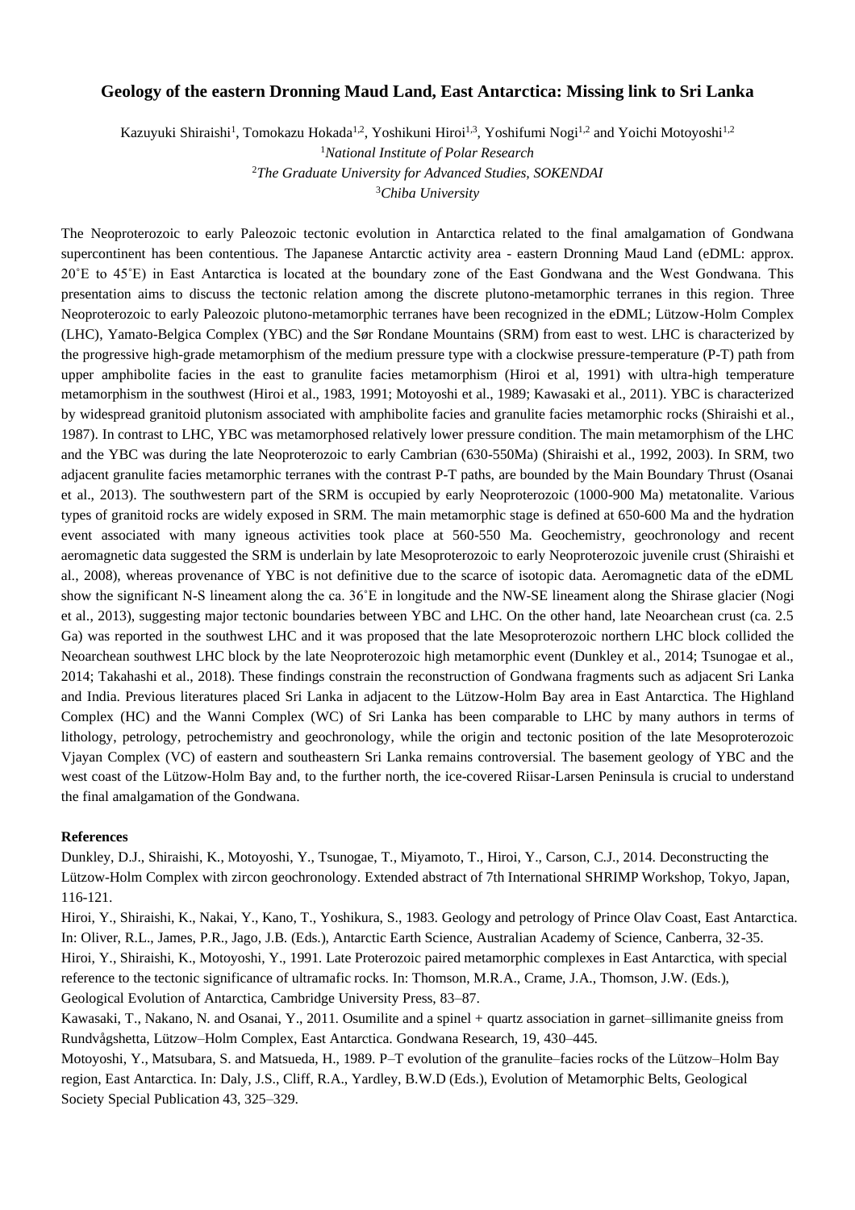# Geology of the eastern Dronning Maud Land, East Antarctica: Missing link to Sri Lanka

Kazuyuki Shiraishi[1], Tomokazu Hokada[1,2], Yoshikuni Hiroi[1,3], Yoshifumi Nogi[1,2] and Yoichi Motoyoshi[1,2]

[1]*National Institute of Polar Research*

[2]*The Graduate University for Advanced Studies, SOKENDAI*

[3]*Chiba University*

The Neoproterozoic to early Paleozoic tectonic evolution in Antarctica related to the final amalgamation of Gondwana supercontinent has been contentious. The Japanese Antarctic activity area - eastern Dronning Maud Land (eDML: approx. 20˚E to 45˚E) in East Antarctica is located at the boundary zone of the East Gondwana and the West Gondwana. This presentation aims to discuss the tectonic relation among the discrete plutono-metamorphic terranes in this region. Three Neoproterozoic to early Paleozoic plutono-metamorphic terranes have been recognized in the eDML; Lützow-Holm Complex (LHC), Yamato-Belgica Complex (YBC) and the Sør Rondane Mountains (SRM) from east to west. LHC is characterized by the progressive high-grade metamorphism of the medium pressure type with a clockwise pressure-temperature (P-T) path from upper amphibolite facies in the east to granulite facies metamorphism (Hiroi et al, 1991) with ultra-high temperature metamorphism in the southwest (Hiroi et al., 1983, 1991; Motoyoshi et al., 1989; Kawasaki et al., 2011). YBC is characterized by widespread granitoid plutonism associated with amphibolite facies and granulite facies metamorphic rocks (Shiraishi et al., 1987). In contrast to LHC, YBC was metamorphosed relatively lower pressure condition. The main metamorphism of the LHC and the YBC was during the late Neoproterozoic to early Cambrian (630-550Ma) (Shiraishi et al., 1992, 2003). In SRM, two adjacent granulite facies metamorphic terranes with the contrast P-T paths, are bounded by the Main Boundary Thrust (Osanai et al., 2013). The southwestern part of the SRM is occupied by early Neoproterozoic (1000-900 Ma) metatonalite. Various types of granitoid rocks are widely exposed in SRM. The main metamorphic stage is defined at 650-600 Ma and the hydration event associated with many igneous activities took place at 560-550 Ma. Geochemistry, geochronology and recent aeromagnetic data suggested the SRM is underlain by late Mesoproterozoic to early Neoproterozoic juvenile crust (Shiraishi et al., 2008), whereas provenance of YBC is not definitive due to the scarce of isotopic data. Aeromagnetic data of the eDML show the significant N-S lineament along the ca. 36˚E in longitude and the NW-SE lineament along the Shirase glacier (Nogi et al., 2013), suggesting major tectonic boundaries between YBC and LHC. On the other hand, late Neoarchean crust (ca. 2.5 Ga) was reported in the southwest LHC and it was proposed that the late Mesoproterozoic northern LHC block collided the Neoarchean southwest LHC block by the late Neoproterozoic high metamorphic event (Dunkley et al., 2014; Tsunogae et al., 2014; Takahashi et al., 2018). These findings constrain the reconstruction of Gondwana fragments such as adjacent Sri Lanka and India. Previous literatures placed Sri Lanka in adjacent to the Lützow-Holm Bay area in East Antarctica. The Highland Complex (HC) and the Wanni Complex (WC) of Sri Lanka has been comparable to LHC by many authors in terms of lithology, petrology, petrochemistry and geochronology, while the origin and tectonic position of the late Mesoproterozoic Vjayan Complex (VC) of eastern and southeastern Sri Lanka remains controversial. The basement geology of YBC and the west coast of the Lützow-Holm Bay and, to the further north, the ice-covered Riisar-Larsen Peninsula is crucial to understand the final amalgamation of the Gondwana.

**References**

Dunkley, D.J., Shiraishi, K., Motoyoshi, Y., Tsunogae, T., Miyamoto, T., Hiroi, Y., Carson, C.J., 2014. Deconstructing the Lützow-Holm Complex with zircon geochronology. Extended abstract of 7th International SHRIMP Workshop, Tokyo, Japan, 116-121.

Hiroi, Y., Shiraishi, K., Nakai, Y., Kano, T., Yoshikura, S., 1983. Geology and petrology of Prince Olav Coast, East Antarctica. In: Oliver, R.L., James, P.R., Jago, J.B. (Eds.), Antarctic Earth Science, Australian Academy of Science, Canberra, 32-35.

Hiroi, Y., Shiraishi, K., Motoyoshi, Y., 1991. Late Proterozoic paired metamorphic complexes in East Antarctica, with special reference to the tectonic significance of ultramafic rocks. In: Thomson, M.R.A., Crame, J.A., Thomson, J.W. (Eds.), Geological Evolution of Antarctica, Cambridge University Press, 83–87.

Kawasaki, T., Nakano, N. and Osanai, Y., 2011. Osumilite and a spinel + quartz association in garnet–sillimanite gneiss from Rundvågshetta, Lützow–Holm Complex, East Antarctica. Gondwana Research, 19, 430–445.

Motoyoshi, Y., Matsubara, S. and Matsueda, H., 1989. P–T evolution of the granulite–facies rocks of the Lützow–Holm Bay region, East Antarctica. In: Daly, J.S., Cliff, R.A., Yardley, B.W.D (Eds.), Evolution of Metamorphic Belts, Geological Society Special Publication 43, 325–329.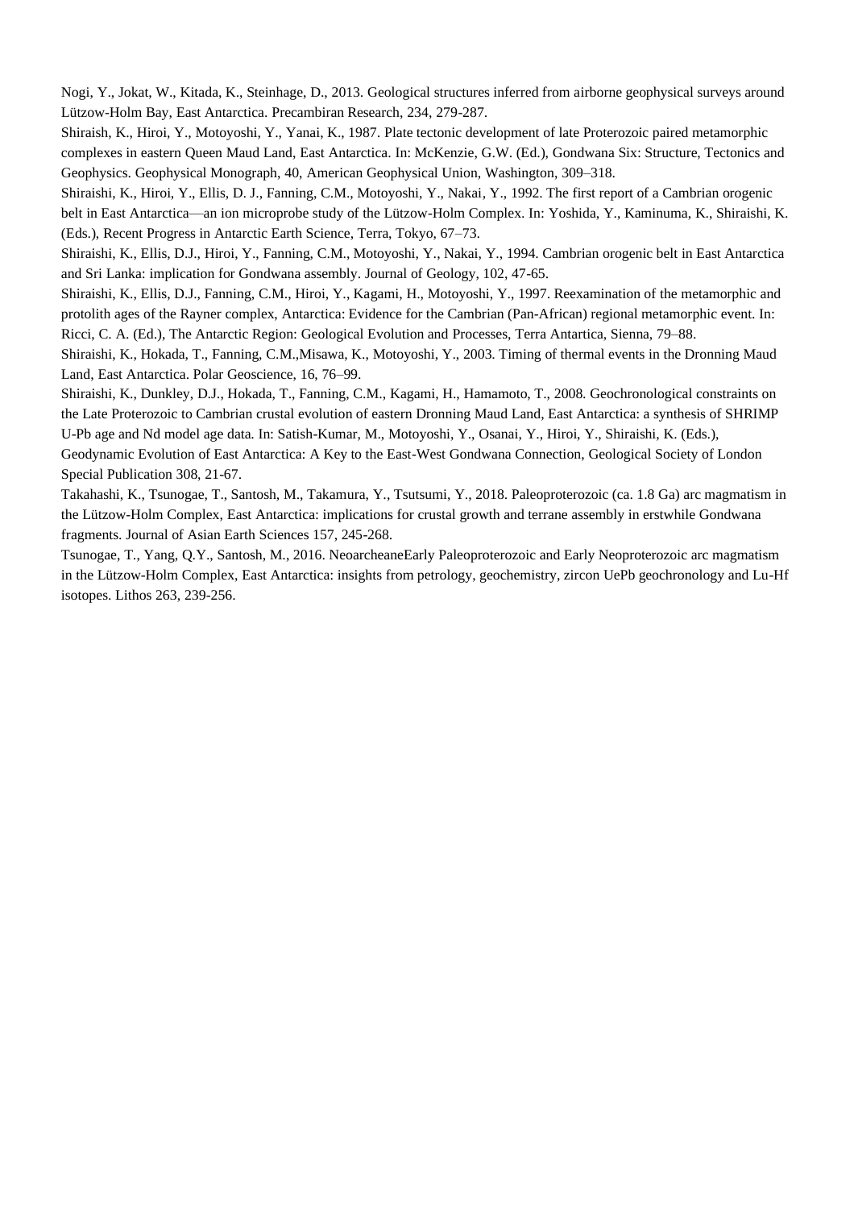Nogi, Y., Jokat, W., Kitada, K., Steinhage, D., 2013. Geological structures inferred from airborne geophysical surveys around Lützow-Holm Bay, East Antarctica. Precambiran Research, 234, 279-287.

Shiraish, K., Hiroi, Y., Motoyoshi, Y., Yanai, K., 1987. Plate tectonic development of late Proterozoic paired metamorphic complexes in eastern Queen Maud Land, East Antarctica. In: McKenzie, G.W. (Ed.), Gondwana Six: Structure, Tectonics and Geophysics. Geophysical Monograph, 40, American Geophysical Union, Washington, 309–318.

Shiraishi, K., Hiroi, Y., Ellis, D. J., Fanning, C.M., Motoyoshi, Y., Nakai, Y., 1992. The first report of a Cambrian orogenic belt in East Antarctica—an ion microprobe study of the Lützow-Holm Complex. In: Yoshida, Y., Kaminuma, K., Shiraishi, K. (Eds.), Recent Progress in Antarctic Earth Science, Terra, Tokyo, 67–73.

Shiraishi, K., Ellis, D.J., Hiroi, Y., Fanning, C.M., Motoyoshi, Y., Nakai, Y., 1994. Cambrian orogenic belt in East Antarctica and Sri Lanka: implication for Gondwana assembly. Journal of Geology, 102, 47-65.

Shiraishi, K., Ellis, D.J., Fanning, C.M., Hiroi, Y., Kagami, H., Motoyoshi, Y., 1997. Reexamination of the metamorphic and protolith ages of the Rayner complex, Antarctica: Evidence for the Cambrian (Pan-African) regional metamorphic event. In: Ricci, C. A. (Ed.), The Antarctic Region: Geological Evolution and Processes, Terra Antartica, Sienna, 79–88.

Shiraishi, K., Hokada, T., Fanning, C.M.,Misawa, K., Motoyoshi, Y., 2003. Timing of thermal events in the Dronning Maud Land, East Antarctica. Polar Geoscience, 16, 76–99.

Shiraishi, K., Dunkley, D.J., Hokada, T., Fanning, C.M., Kagami, H., Hamamoto, T., 2008. Geochronological constraints on the Late Proterozoic to Cambrian crustal evolution of eastern Dronning Maud Land, East Antarctica: a synthesis of SHRIMP U-Pb age and Nd model age data. In: Satish-Kumar, M., Motoyoshi, Y., Osanai, Y., Hiroi, Y., Shiraishi, K. (Eds.), Geodynamic Evolution of East Antarctica: A Key to the East-West Gondwana Connection, Geological Society of London Special Publication 308, 21-67.

Takahashi, K., Tsunogae, T., Santosh, M., Takamura, Y., Tsutsumi, Y., 2018. Paleoproterozoic (ca. 1.8 Ga) arc magmatism in the Lützow-Holm Complex, East Antarctica: implications for crustal growth and terrane assembly in erstwhile Gondwana fragments. Journal of Asian Earth Sciences 157, 245-268.

Tsunogae, T., Yang, Q.Y., Santosh, M., 2016. NeoarcheaneEarly Paleoproterozoic and Early Neoproterozoic arc magmatism in the Lützow-Holm Complex, East Antarctica: insights from petrology, geochemistry, zircon UePb geochronology and Lu-Hf isotopes. Lithos 263, 239-256.